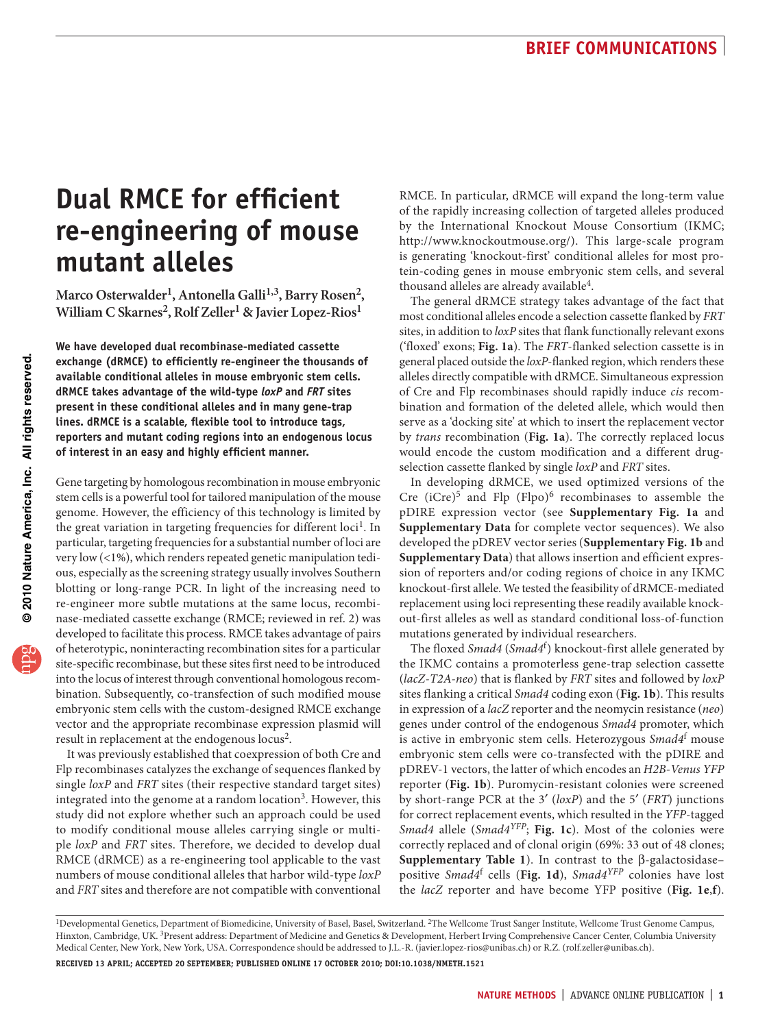# Dual RMCE for efficient re-engineering of mouse mutant alleles

**Marco Osterwalder[1], Antonella Galli[1,3], Barry Rosen[2], William C Skarnes[2], Rolf Zeller[1] & Javier Lopez-Rios[1]**

**We have developed dual recombinase-mediated cassette exchange (dRMCE) to efficiently re-engineer the thousands of available conditional alleles in mouse embryonic stem cells. dRMCE takes advantage of the wild-type *loxP* and *FRT* sites present in these conditional alleles and in many gene-trap lines. dRMCE is a scalable, flexible tool to introduce tags, reporters and mutant coding regions into an endogenous locus of interest in an easy and highly efficient manner.**

Gene targeting by homologous recombination in mouse embryonic stem cells is a powerful tool for tailored manipulation of the mouse genome. However, the efficiency of this technology is limited by the great variation in targeting frequencies for different loci[1]. In particular, targeting frequencies for a substantial number of loci are very low (<1%), which renders repeated genetic manipulation tedious, especially as the screening strategy usually involves Southern blotting or long-range PCR. In light of the increasing need to re-engineer more subtle mutations at the same locus, recombinase-mediated cassette exchange (RMCE; reviewed in ref. 2) was developed to facilitate this process. RMCE takes advantage of pairs of heterotypic, noninteracting recombination sites for a particular site-specific recombinase, but these sites first need to be introduced into the locus of interest through conventional homologous recombination. Subsequently, co-transfection of such modified mouse embryonic stem cells with the custom-designed RMCE exchange vector and the appropriate recombinase expression plasmid will result in replacement at the endogenous locus[2].

It was previously established that coexpression of both Cre and Flp recombinases catalyzes the exchange of sequences flanked by single *loxP* and *FRT* sites (their respective standard target sites) integrated into the genome at a random location[3]. However, this study did not explore whether such an approach could be used to modify conditional mouse alleles carrying single or multiple *loxP* and *FRT* sites. Therefore, we decided to develop dual RMCE (dRMCE) as a re-engineering tool applicable to the vast numbers of mouse conditional alleles that harbor wild-type *loxP* and *FRT* sites and therefore are not compatible with conventional RMCE. In particular, dRMCE will expand the long-term value of the rapidly increasing collection of targeted alleles produced by the International Knockout Mouse Consortium (IKMC; http://www.knockoutmouse.org/). This large-scale program is generating 'knockout-first' conditional alleles for most protein-coding genes in mouse embryonic stem cells, and several thousand alleles are already available[4].

The general dRMCE strategy takes advantage of the fact that most conditional alleles encode a selection cassette flanked by *FRT* sites, in addition to *loxP* sites that flank functionally relevant exons ('floxed' exons; **Fig. 1a**). The *FRT*-flanked selection cassette is in general placed outside the *loxP*-flanked region, which renders these alleles directly compatible with dRMCE. Simultaneous expression of Cre and Flp recombinases should rapidly induce *cis* recombination and formation of the deleted allele, which would then serve as a 'docking site' at which to insert the replacement vector by *trans* recombination (**Fig. 1a**). The correctly replaced locus would encode the custom modification and a different drug-selection cassette flanked by single *loxP* and *FRT* sites.

In developing dRMCE, we used optimized versions of the Cre (iCre)[5] and Flp (Flpo)[6] recombinases to assemble the pDIRE expression vector (see **Supplementary Fig. 1a** and **Supplementary Data** for complete vector sequences). We also developed the pDREV vector series (**Supplementary Fig. 1b** and **Supplementary Data**) that allows insertion and efficient expression of reporters and/or coding regions of choice in any IKMC knockout-first allele. We tested the feasibility of dRMCE-mediated replacement using loci representing these readily available knockout-first alleles as well as standard conditional loss-of-function mutations generated by individual researchers.

The floxed *Smad4* (*Smad4*$^{f}$) knockout-first allele generated by the IKMC contains a promoterless gene-trap selection cassette (*lacZ-T2A-neo*) that is flanked by *FRT* sites and followed by *loxP* sites flanking a critical *Smad4* coding exon (**Fig. 1b**). This results in expression of a *lacZ* reporter and the neomycin resistance (*neo*) genes under control of the endogenous *Smad4* promoter, which is active in embryonic stem cells. Heterozygous *Smad4*$^{f}$ mouse embryonic stem cells were co-transfected with the pDIRE and pDREV-1 vectors, the latter of which encodes an *H2B-Venus YFP* reporter (**Fig. 1b**). Puromycin-resistant colonies were screened by short-range PCR at the 3′ (*loxP*) and the 5′ (*FRT*) junctions for correct replacement events, which resulted in the *YFP*-tagged *Smad4* allele (*Smad4*$^{YFP}$; **Fig. 1c**). Most of the colonies were correctly replaced and of clonal origin (69%: 33 out of 48 clones; **Supplementary Table 1**). In contrast to the β-galactosidase–positive *Smad4*$^{f}$ cells (**Fig. 1d**), *Smad4*$^{YFP}$ colonies have lost the *lacZ* reporter and have become YFP positive (**Fig. 1e,f**).

[1]Developmental Genetics, Department of Biomedicine, University of Basel, Basel, Switzerland. [2]The Wellcome Trust Sanger Institute, Wellcome Trust Genome Campus, Hinxton, Cambridge, UK. [3]Present address: Department of Medicine and Genetics & Development, Herbert Irving Comprehensive Cancer Center, Columbia University Medical Center, New York, New York, USA. Correspondence should be addressed to J.L.-R. (javier.lopez-rios@unibas.ch) or R.Z. (rolf.zeller@unibas.ch).

**Received 13 April; accepted 20 September; published online 17 October 2010; doi:10.1038/nmeth.1521**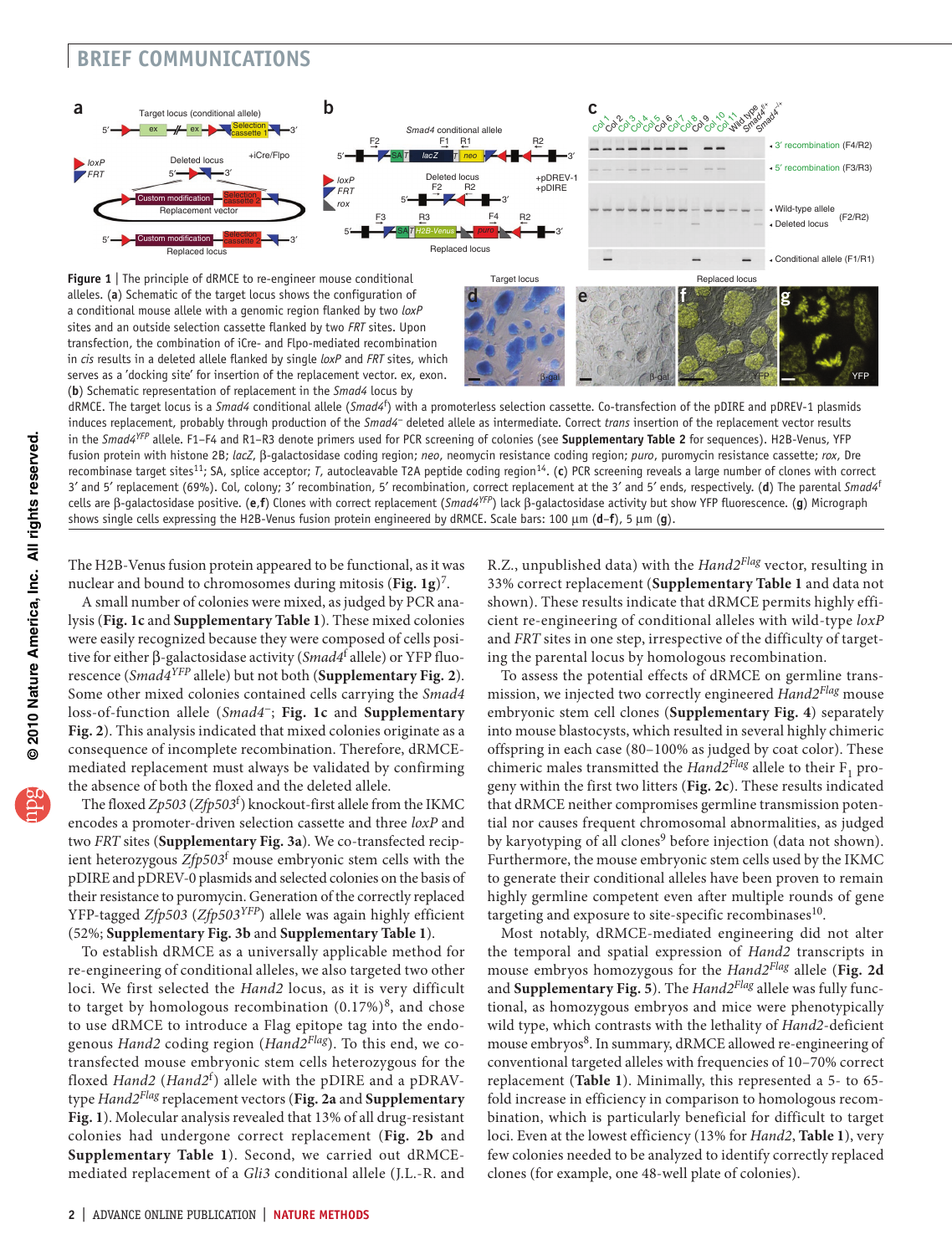**Figure 1** | The principle of dRMCE to re-engineer mouse conditional alleles. (**a**) Schematic of the target locus shows the configuration of a conditional mouse allele with a genomic region flanked by two *loxP* sites and an outside selection cassette flanked by two *FRT* sites. Upon transfection, the combination of iCre- and Flpo-mediated recombination in *cis* results in a deleted allele flanked by single *loxP* and *FRT* sites, which serves as a 'docking site' for insertion of the replacement vector. ex, exon. (**b**) Schematic representation of replacement in the *Smad4* locus by dRMCE. The target locus is a *Smad4* conditional allele (*Smad4*$^{f}$) with a promoterless selection cassette. Co-transfection of the pDIRE and pDREV-1 plasmids induces replacement, probably through production of the *Smad4*$^{-}$ deleted allele as intermediate. Correct *trans* insertion of the replacement vector results in the *Smad4*$^{YFP}$ allele. F1–F4 and R1–R3 denote primers used for PCR screening of colonies (see **Supplementary Table 2** for sequences). H2B-Venus, YFP fusion protein with histone 2B; *lacZ*, β-galactosidase coding region; *neo*, neomycin resistance coding region; *puro*, puromycin resistance cassette; *rox*, Dre recombinase target sites[11]; SA, splice acceptor; *T*, autocleavable T2A peptide coding region[14]. (**c**) PCR screening reveals a large number of clones with correct 3′ and 5′ replacement (69%). Col, colony; 3′ recombination, 5′ recombination, correct replacement at the 3′ and 5′ ends, respectively. (**d**) The parental *Smad4*$^{f}$ cells are β-galactosidase positive. (**e**,**f**) Clones with correct replacement (*Smad4*$^{YFP}$) lack β-galactosidase activity but show YFP fluorescence. (**g**) Micrograph shows single cells expressing the H2B-Venus fusion protein engineered by dRMCE. Scale bars: 100 μm (**d**–**f**), 5 μm (**g**).

The H2B-Venus fusion protein appeared to be functional, as it was nuclear and bound to chromosomes during mitosis (**Fig. 1g**)[7].

A small number of colonies were mixed, as judged by PCR analysis (**Fig. 1c** and **Supplementary Table 1**). These mixed colonies were easily recognized because they were composed of cells positive for either β-galactosidase activity (*Smad4*$^{f}$ allele) or YFP fluorescence (*Smad4*$^{YFP}$ allele) but not both (**Supplementary Fig. 2**). Some other mixed colonies contained cells carrying the *Smad4* loss-of-function allele (*Smad4*$^{-}$; **Fig. 1c** and **Supplementary Fig. 2**). This analysis indicated that mixed colonies originate as a consequence of incomplete recombination. Therefore, dRMCE-mediated replacement must always be validated by confirming the absence of both the floxed and the deleted allele.

The floxed *Zp503* (*Zfp503*$^{f}$) knockout-first allele from the IKMC encodes a promoter-driven selection cassette and three *loxP* and two *FRT* sites (**Supplementary Fig. 3a**). We co-transfected recipient heterozygous *Zfp503*$^{f}$ mouse embryonic stem cells with the pDIRE and pDREV-0 plasmids and selected colonies on the basis of their resistance to puromycin. Generation of the correctly replaced YFP-tagged *Zfp503* (*Zfp503*$^{YFP}$) allele was again highly efficient (52%; **Supplementary Fig. 3b** and **Supplementary Table 1**).

To establish dRMCE as a universally applicable method for re-engineering of conditional alleles, we also targeted two other loci. We first selected the *Hand2* locus, as it is very difficult to target by homologous recombination (0.17%)[8], and chose to use dRMCE to introduce a Flag epitope tag into the endogenous *Hand2* coding region (*Hand2*$^{Flag}$). To this end, we co-transfected mouse embryonic stem cells heterozygous for the floxed *Hand2* (*Hand2*$^{f}$) allele with the pDIRE and a pDRAV-type *Hand2*$^{Flag}$ replacement vectors (**Fig. 2a** and **Supplementary Fig. 1**). Molecular analysis revealed that 13% of all drug-resistant colonies had undergone correct replacement (**Fig. 2b** and **Supplementary Table 1**). Second, we carried out dRMCE-mediated replacement of a *Gli3* conditional allele (J.L.-R. and R.Z., unpublished data) with the *Hand2*$^{Flag}$ vector, resulting in 33% correct replacement (**Supplementary Table 1** and data not shown). These results indicate that dRMCE permits highly efficient re-engineering of conditional alleles with wild-type *loxP* and *FRT* sites in one step, irrespective of the difficulty of targeting the parental locus by homologous recombination.

To assess the potential effects of dRMCE on germline transmission, we injected two correctly engineered *Hand2*$^{Flag}$ mouse embryonic stem cell clones (**Supplementary Fig. 4**) separately into mouse blastocysts, which resulted in several highly chimeric offspring in each case (80–100% as judged by coat color). These chimeric males transmitted the *Hand2*$^{Flag}$ allele to their $F_1$ progeny within the first two litters (**Fig. 2c**). These results indicated that dRMCE neither compromises germline transmission potential nor causes frequent chromosomal abnormalities, as judged by karyotyping of all clones[9] before injection (data not shown). Furthermore, the mouse embryonic stem cells used by the IKMC to generate their conditional alleles have been proven to remain highly germline competent even after multiple rounds of gene targeting and exposure to site-specific recombinases[10].

Most notably, dRMCE-mediated engineering did not alter the temporal and spatial expression of *Hand2* transcripts in mouse embryos homozygous for the *Hand2*$^{Flag}$ allele (**Fig. 2d** and **Supplementary Fig. 5**). The *Hand2*$^{Flag}$ allele was fully functional, as homozygous embryos and mice were phenotypically wild type, which contrasts with the lethality of *Hand2*-deficient mouse embryos[8]. In summary, dRMCE allowed re-engineering of conventional targeted alleles with frequencies of 10–70% correct replacement (**Table 1**). Minimally, this represented a 5- to 65-fold increase in efficiency in comparison to homologous recombination, which is particularly beneficial for difficult to target loci. Even at the lowest efficiency (13% for *Hand2*, **Table 1**), very few colonies needed to be analyzed to identify correctly replaced clones (for example, one 48-well plate of colonies).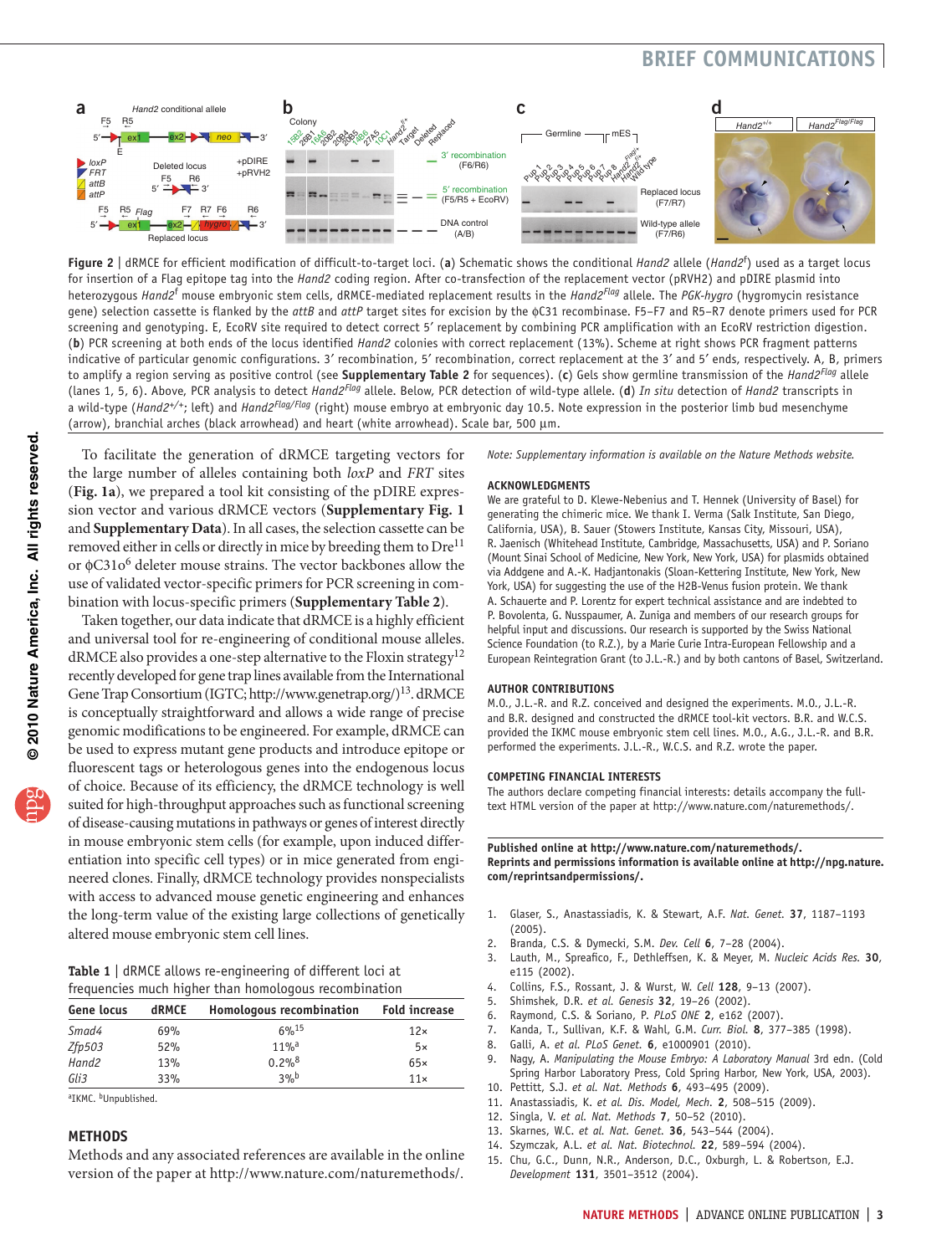a

Hand2 conditional allele

F5 R5

5′ ex1 ex2 neo 3′

E

loxP
FRT
attB
attP

Deleted locus

F5 R6

5′ 3′

+pDIRE
+pRVH2

F5 R5 Flag F7 R7 F6 R6

5′ ex1 ex2 hygro 3′

Replaced locus

b

Colony

15B2 26B1 11A6 20B2 20B4 20B5 14B6 27A5 10C1 Hand2f/+ Target Deleted Replaced

3′ recombination (F6/R6)

5′ recombination (F5/R5 + EcoRV)

DNA control (A/B)

c

Germline mES

Pup 1 Pup 2 Pup 3 Pup 4 Pup 5 Pup 6 Pup 7 Pup 8 Hand2Flag/+ Wild-type

Replaced locus (F7/R7)

Wild-type allele (F7/R6)

d

Hand2+/+ Hand2Flag/Flag

**Figure 2** | dRMCE for efficient modification of difficult-to-target loci. (**a**) Schematic shows the conditional *Hand2* allele (*Hand2*f) used as a target locus for insertion of a Flag epitope tag into the *Hand2* coding region. After co-transfection of the replacement vector (pRVH2) and pDIRE plasmid into heterozygous *Hand2*f mouse embryonic stem cells, dRMCE-mediated replacement results in the *Hand2Flag* allele. The *PGK-hygro* (hygromycin resistance gene) selection cassette is flanked by the *attB* and *attP* target sites for excision by the ϕC31 recombinase. F5–F7 and R5–R7 denote primers used for PCR screening and genotyping. E, EcoRV site required to detect correct 5′ replacement by combining PCR amplification with an EcoRV restriction digestion. (**b**) PCR screening at both ends of the locus identified *Hand2* colonies with correct replacement (13%). Scheme at right shows PCR fragment patterns indicative of particular genomic configurations. 3′ recombination, 5′ recombination, correct replacement at the 3′ and 5′ ends, respectively. A, B, primers to amplify a region serving as positive control (see **Supplementary Table 2** for sequences). (**c**) Gels show germline transmission of the *Hand2Flag* allele (lanes 1, 5, 6). Above, PCR analysis to detect *Hand2Flag* allele. Below, PCR detection of wild-type allele. (**d**) *In situ* detection of *Hand2* transcripts in a wild-type (*Hand2*+/+; left) and *Hand2Flag/Flag* (right) mouse embryo at embryonic day 10.5. Note expression in the posterior limb bud mesenchyme (arrow), branchial arches (black arrowhead) and heart (white arrowhead). Scale bar, 500 μm.

To facilitate the generation of dRMCE targeting vectors for the large number of alleles containing both *loxP* and *FRT* sites (**Fig. 1a**), we prepared a tool kit consisting of the pDIRE expression vector and various dRMCE vectors (**Supplementary Fig. 1** and **Supplementary Data**). In all cases, the selection cassette can be removed either in cells or directly in mice by breeding them to Dre[11] or ϕC31o[6] deleter mouse strains. The vector backbones allow the use of validated vector-specific primers for PCR screening in combination with locus-specific primers (**Supplementary Table 2**).

Taken together, our data indicate that dRMCE is a highly efficient and universal tool for re-engineering of conditional mouse alleles. dRMCE also provides a one-step alternative to the Floxin strategy[12] recently developed for gene trap lines available from the International Gene Trap Consortium (IGTC; http://www.genetrap.org/)[13]. dRMCE is conceptually straightforward and allows a wide range of precise genomic modifications to be engineered. For example, dRMCE can be used to express mutant gene products and introduce epitope or fluorescent tags or heterologous genes into the endogenous locus of choice. Because of its efficiency, the dRMCE technology is well suited for high-throughput approaches such as functional screening of disease-causing mutations in pathways or genes of interest directly in mouse embryonic stem cells (for example, upon induced differentiation into specific cell types) or in mice generated from engineered clones. Finally, dRMCE technology provides nonspecialists with access to advanced mouse genetic engineering and enhances the long-term value of the existing large collections of genetically altered mouse embryonic stem cell lines.

**Table 1** | dRMCE allows re-engineering of different loci at frequencies much higher than homologous recombination

| Gene locus | dRMCE | Homologous recombination | Fold increase |
|---|---|---|---|
| *Smad4* | 69% | 6%[15] | 12× |
| *Zfp503* | 52% | 11%[a] | 5× |
| *Hand2* | 13% | 0.2%[8] | 65× |
| *Gli3* | 33% | 3%[b] | 11× |

[a]IKMC. [b]Unpublished.

## METHODS

Methods and any associated references are available in the online version of the paper at http://www.nature.com/naturemethods/.

*Note: Supplementary information is available on the Nature Methods website.*

### ACKNOWLEDGMENTS

We are grateful to D. Klewe-Nebenius and T. Hennek (University of Basel) for generating the chimeric mice. We thank I. Verma (Salk Institute, San Diego, California, USA), B. Sauer (Stowers Institute, Kansas City, Missouri, USA), R. Jaenisch (Whitehead Institute, Cambridge, Massachusetts, USA) and P. Soriano (Mount Sinai School of Medicine, New York, New York, USA) for plasmids obtained via Addgene and A.-K. Hadjantonakis (Sloan-Kettering Institute, New York, New York, USA) for suggesting the use of the H2B-Venus fusion protein. We thank A. Schauerte and P. Lorentz for expert technical assistance and are indebted to P. Bovolenta, G. Nusspaumer, A. Zuniga and members of our research groups for helpful input and discussions. Our research is supported by the Swiss National Science Foundation (to R.Z.), by a Marie Curie Intra-European Fellowship and a European Reintegration Grant (to J.L.-R.) and by both cantons of Basel, Switzerland.

### AUTHOR CONTRIBUTIONS

M.O., J.L.-R. and R.Z. conceived and designed the experiments. M.O., J.L.-R. and B.R. designed and constructed the dRMCE tool-kit vectors. B.R. and W.C.S. provided the IKMC mouse embryonic stem cell lines. M.O., A.G., J.L.-R. and B.R. performed the experiments. J.L.-R., W.C.S. and R.Z. wrote the paper.

### COMPETING FINANCIAL INTERESTS

The authors declare competing financial interests: details accompany the full-text HTML version of the paper at http://www.nature.com/naturemethods/.

**Published online at http://www.nature.com/naturemethods/.**
**Reprints and permissions information is available online at http://npg.nature.com/reprintsandpermissions/.**

1. Glaser, S., Anastassiadis, K. & Stewart, A.F. *Nat. Genet.* **37**, 1187–1193 (2005).
2. Branda, C.S. & Dymecki, S.M. *Dev. Cell* **6**, 7–28 (2004).
3. Lauth, M., Spreafico, F., Dethleffsen, K. & Meyer, M. *Nucleic Acids Res.* **30**, e115 (2002).
4. Collins, F.S., Rossant, J. & Wurst, W. *Cell* **128**, 9–13 (2007).
5. Shimshek, D.R. *et al. Genesis* **32**, 19–26 (2002).
6. Raymond, C.S. & Soriano, P. *PLoS ONE* **2**, e162 (2007).
7. Kanda, T., Sullivan, K.F. & Wahl, G.M. *Curr. Biol.* **8**, 377–385 (1998).
8. Galli, A. *et al. PLoS Genet.* **6**, e1000901 (2010).
9. Nagy, A. *Manipulating the Mouse Embryo: A Laboratory Manual* 3rd edn. (Cold Spring Harbor Laboratory Press, Cold Spring Harbor, New York, USA, 2003).
10. Pettitt, S.J. *et al. Nat. Methods* **6**, 493–495 (2009).
11. Anastassiadis, K. *et al. Dis. Model, Mech.* **2**, 508–515 (2009).
12. Singla, V. *et al. Nat. Methods* **7**, 50–52 (2010).
13. Skarnes, W.C. *et al. Nat. Genet.* **36**, 543–544 (2004).
14. Szymczak, A.L. *et al. Nat. Biotechnol.* **22**, 589–594 (2004).
15. Chu, G.C., Dunn, N.R., Anderson, D.C., Oxburgh, L. & Robertson, E.J. *Development* **131**, 3501–3512 (2004).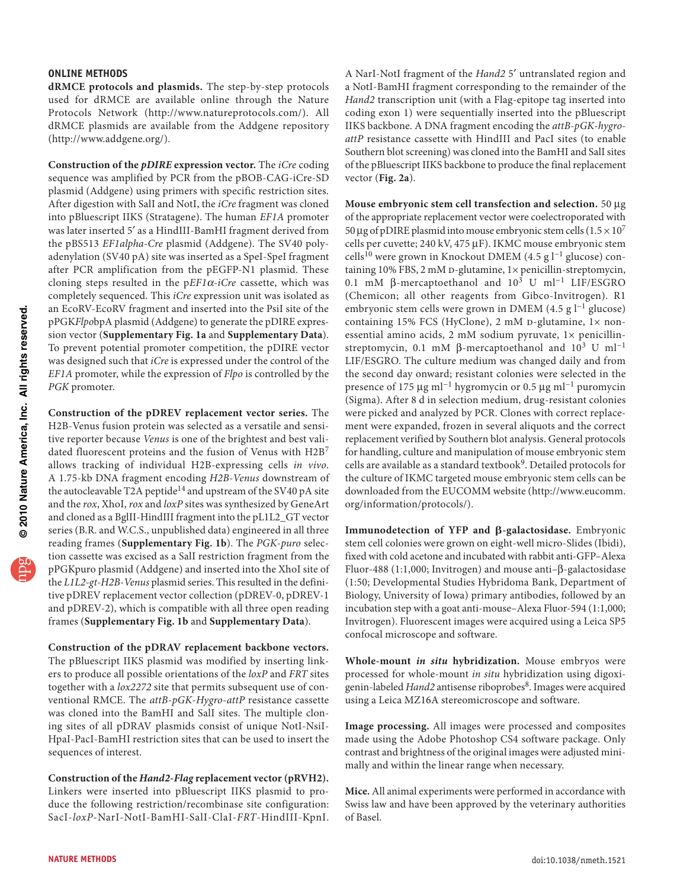## ONLINE METHODS

**dRMCE protocols and plasmids.** The step-by-step protocols used for dRMCE are available online through the Nature Protocols Network (http://www.natureprotocols.com/). All dRMCE plasmids are available from the Addgene repository (http://www.addgene.org/).

**Construction of the *pDIRE* expression vector.** The *iCre* coding sequence was amplified by PCR from the pBOB-CAG-iCre-SD plasmid (Addgene) using primers with specific restriction sites. After digestion with SalI and NotI, the *iCre* fragment was cloned into pBluescript IIKS (Stratagene). The human *EF1A* promoter was later inserted 5′ as a HindIII-BamHI fragment derived from the pBS513 *EF1alpha-Cre* plasmid (Addgene). The SV40 polyadenylation (SV40 pA) site was inserted as a SpeI-SpeI fragment after PCR amplification from the pEGFP-N1 plasmid. These cloning steps resulted in the p*EF1α-iCre* cassette, which was completely sequenced. This *iCre* expression unit was isolated as an EcoRV-EcoRV fragment and inserted into the PsiI site of the pPGK*Flpo*bpA plasmid (Addgene) to generate the pDIRE expression vector (**Supplementary Fig. 1a** and **Supplementary Data**). To prevent potential promoter competition, the pDIRE vector was designed such that *iCre* is expressed under the control of the *EF1A* promoter, while the expression of *Flpo* is controlled by the *PGK* promoter.

**Construction of the pDREV replacement vector series.** The H2B-Venus fusion protein was selected as a versatile and sensitive reporter because *Venus* is one of the brightest and best validated fluorescent proteins and the fusion of Venus with H2B[7] allows tracking of individual H2B-expressing cells *in vivo*. A 1.75-kb DNA fragment encoding *H2B-Venus* downstream of the autocleavable T2A peptide[14] and upstream of the SV40 pA site and the *rox*, XhoI, *rox* and *loxP* sites was synthesized by GeneArt and cloned as a BglII-HindIII fragment into the pL1L2_GT vector series (B.R. and W.C.S., unpublished data) engineered in all three reading frames (**Supplementary Fig. 1b**). The *PGK-puro* selection cassette was excised as a SalI restriction fragment from the pPGKpuro plasmid (Addgene) and inserted into the XhoI site of the *L1L2-gt-H2B-Venus* plasmid series. This resulted in the definitive pDREV replacement vector collection (pDREV-0, pDREV-1 and pDREV-2), which is compatible with all three open reading frames (**Supplementary Fig. 1b** and **Supplementary Data**).

**Construction of the pDRAV replacement backbone vectors.** The pBluescript IIKS plasmid was modified by inserting linkers to produce all possible orientations of the *loxP* and *FRT* sites together with a *lox2272* site that permits subsequent use of conventional RMCE. The *attB-pGK-Hygro-attP* resistance cassette was cloned into the BamHI and SalI sites. The multiple cloning sites of all pDRAV plasmids consist of unique NotI-NsiI-HpaI-PacI-BamHI restriction sites that can be used to insert the sequences of interest.

**Construction of the *Hand2-Flag* replacement vector (pRVH2).** Linkers were inserted into pBluescript IIKS plasmid to produce the following restriction/recombinase site configuration: SacI-*loxP*-NarI-NotI-BamHI-SalI-ClaI-*FRT*-HindIII-KpnI. A NarI-NotI fragment of the *Hand2* 5′ untranslated region and a NotI-BamHI fragment corresponding to the remainder of the *Hand2* transcription unit (with a Flag-epitope tag inserted into coding exon 1) were sequentially inserted into the pBluescript IIKS backbone. A DNA fragment encoding the *attB-pGK-hygro-attP* resistance cassette with HindIII and PacI sites (to enable Southern blot screening) was cloned into the BamHI and SalI sites of the pBluescript IIKS backbone to produce the final replacement vector (**Fig. 2a**).

**Mouse embryonic stem cell transfection and selection.** 50 μg of the appropriate replacement vector were coelectroporated with 50 μg of pDIRE plasmid into mouse embryonic stem cells ($1.5 \times 10^7$ cells per cuvette; 240 kV, 475 μF). IKMC mouse embryonic stem cells[10] were grown in Knockout DMEM (4.5 g $l^{-1}$ glucose) containing 10% FBS, 2 mM D-glutamine, 1× penicillin-streptomycin, 0.1 mM β-mercaptoethanol and $10^3$ U $ml^{-1}$ LIF/ESGRO (Chemicon; all other reagents from Gibco-Invitrogen). R1 embryonic stem cells were grown in DMEM (4.5 g $l^{-1}$ glucose) containing 15% FCS (HyClone), 2 mM D-glutamine, 1× nonessential amino acids, 2 mM sodium pyruvate, 1× penicillin-streptomycin, 0.1 mM β-mercaptoethanol and $10^3$ U $ml^{-1}$ LIF/ESGRO. The culture medium was changed daily and from the second day onward; resistant colonies were selected in the presence of 175 μg $ml^{-1}$ hygromycin or 0.5 μg $ml^{-1}$ puromycin (Sigma). After 8 d in selection medium, drug-resistant colonies were picked and analyzed by PCR. Clones with correct replacement were expanded, frozen in several aliquots and the correct replacement verified by Southern blot analysis. General protocols for handling, culture and manipulation of mouse embryonic stem cells are available as a standard textbook[9]. Detailed protocols for the culture of IKMC targeted mouse embryonic stem cells can be downloaded from the EUCOMM website (http://www.eucomm.org/information/protocols/).

**Immunodetection of YFP and β-galactosidase.** Embryonic stem cell colonies were grown on eight-well micro-Slides (Ibidi), fixed with cold acetone and incubated with rabbit anti-GFP–Alexa Fluor-488 (1:1,000; Invitrogen) and mouse anti–β-galactosidase (1:50; Developmental Studies Hybridoma Bank, Department of Biology, University of Iowa) primary antibodies, followed by an incubation step with a goat anti-mouse–Alexa Fluor-594 (1:1,000; Invitrogen). Fluorescent images were acquired using a Leica SP5 confocal microscope and software.

**Whole-mount *in situ* hybridization.** Mouse embryos were processed for whole-mount *in situ* hybridization using digoxigenin-labeled *Hand2* antisense riboprobes[8]. Images were acquired using a Leica MZ16A stereomicroscope and software.

**Image processing.** All images were processed and composites made using the Adobe Photoshop CS4 software package. Only contrast and brightness of the original images were adjusted minimally and within the linear range when necessary.

**Mice.** All animal experiments were performed in accordance with Swiss law and have been approved by the veterinary authorities of Basel.